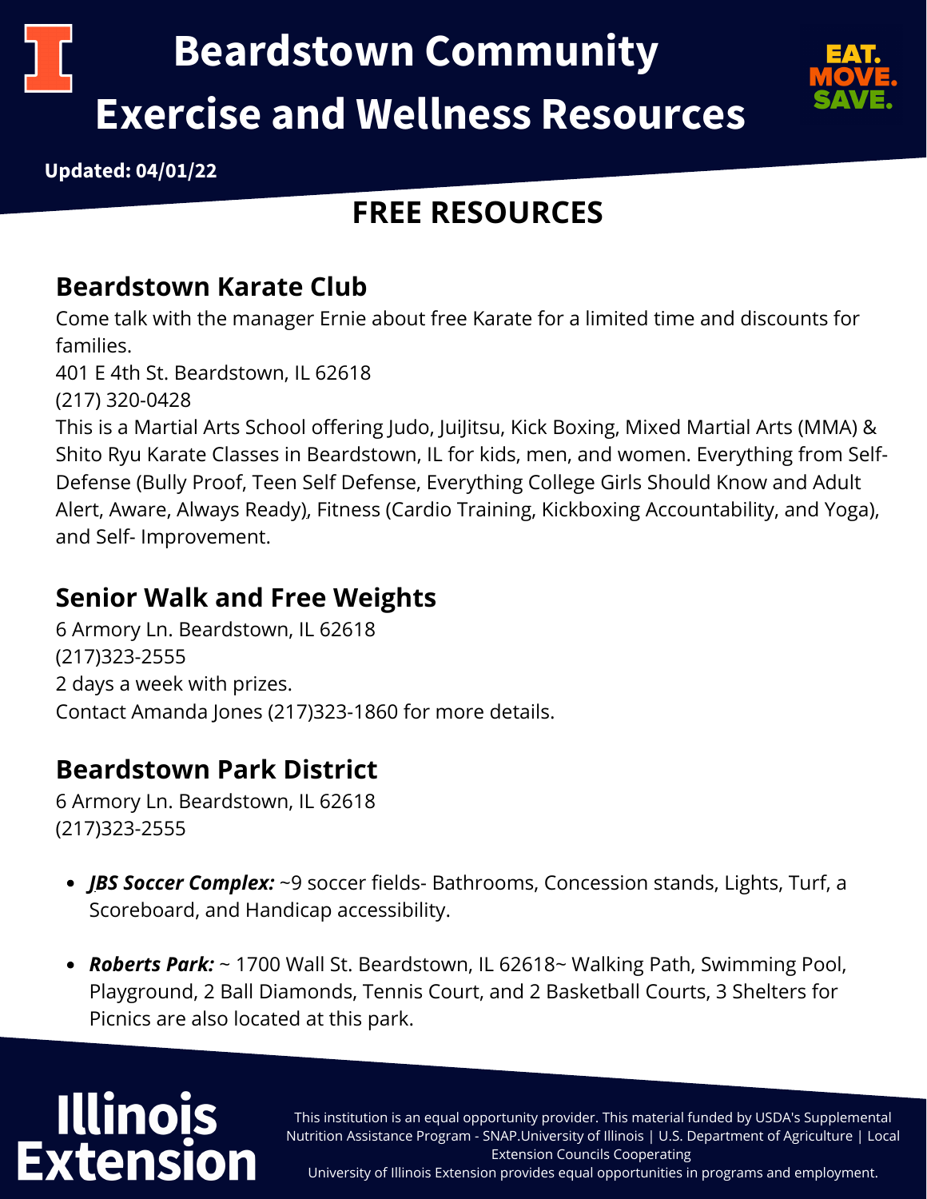# Beardstown Community Exercise and Wellness Resources

EAT. MOVE. SAVE.

**Updated: 04/01/22**

## FREE RESOURCES

### Beardstown Karate Club

Come talk with the manager Ernie about free Karate for a limited time and discounts for families.

401 E 4th St. Beardstown, IL 62618

(217) 320-0428

This is a Martial Arts School offering Judo, JuiJitsu, Kick Boxing, Mixed Martial Arts (MMA) & Shito Ryu Karate Classes in Beardstown, IL for kids, men, and women. Everything from Self-Defense (Bully Proof, Teen Self Defense, Everything College Girls Should Know and Adult Alert, Aware, Always Ready), Fitness (Cardio Training, Kickboxing Accountability, and Yoga), and Self- Improvement.

### Senior Walk and Free Weights

6 Armory Ln. Beardstown, IL 62618

(217)323-2555

2 days a week with prizes.

Contact Amanda Jones (217)323-1860 for more details.

### Beardstown Park District

6 Armory Ln. Beardstown, IL 62618

(217)323-2555

- ***JBS Soccer Complex:*** ~9 soccer fields- Bathrooms, Concession stands, Lights, Turf, a Scoreboard, and Handicap accessibility.
- ***Roberts Park:*** ~ 1700 Wall St. Beardstown, IL 62618~ Walking Path, Swimming Pool, Playground, 2 Ball Diamonds, Tennis Court, and 2 Basketball Courts, 3 Shelters for Picnics are also located at this park.

**Illinois Extension**

This institution is an equal opportunity provider. This material funded by USDA's Supplemental Nutrition Assistance Program - SNAP.University of Illinois | U.S. Department of Agriculture | Local Extension Councils Cooperating

University of Illinois Extension provides equal opportunities in programs and employment.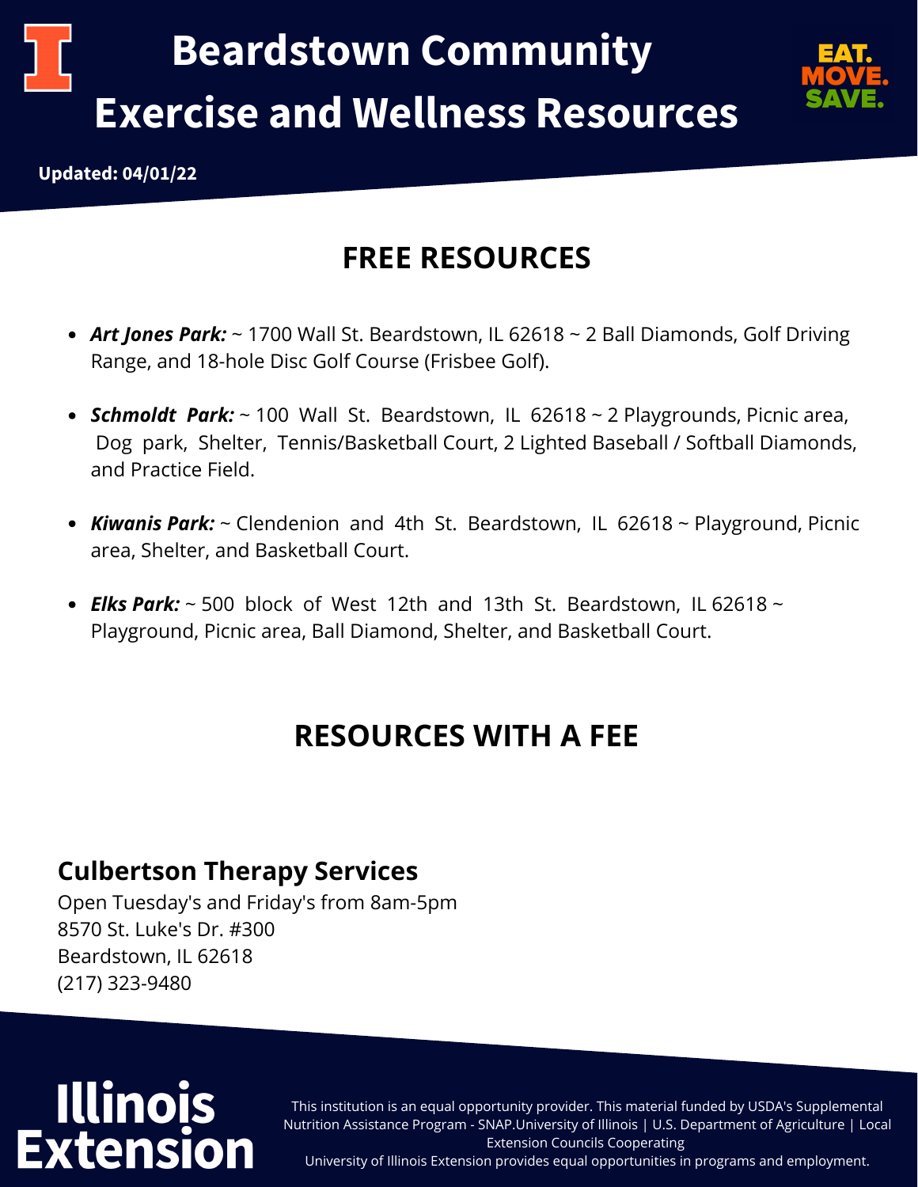# Beardstown Community Exercise and Wellness Resources

EAT. MOVE. SAVE.

**Updated: 04/01/22**

## FREE RESOURCES

- ***Art Jones Park:*** ~ 1700 Wall St. Beardstown, IL 62618 ~ 2 Ball Diamonds, Golf Driving Range, and 18-hole Disc Golf Course (Frisbee Golf).
- ***Schmoldt Park:*** ~ 100 Wall St. Beardstown, IL 62618 ~ 2 Playgrounds, Picnic area, Dog park, Shelter, Tennis/Basketball Court, 2 Lighted Baseball / Softball Diamonds, and Practice Field.
- ***Kiwanis Park:*** ~ Clendenion and 4th St. Beardstown, IL 62618 ~ Playground, Picnic area, Shelter, and Basketball Court.
- ***Elks Park:*** ~ 500 block of West 12th and 13th St. Beardstown, IL 62618 ~ Playground, Picnic area, Ball Diamond, Shelter, and Basketball Court.

## RESOURCES WITH A FEE

### Culbertson Therapy Services

Open Tuesday's and Friday's from 8am-5pm
8570 St. Luke's Dr. #300
Beardstown, IL 62618
(217) 323-9480

Illinois Extension

This institution is an equal opportunity provider. This material funded by USDA's Supplemental Nutrition Assistance Program - SNAP.University of Illinois | U.S. Department of Agriculture | Local Extension Councils Cooperating
University of Illinois Extension provides equal opportunities in programs and employment.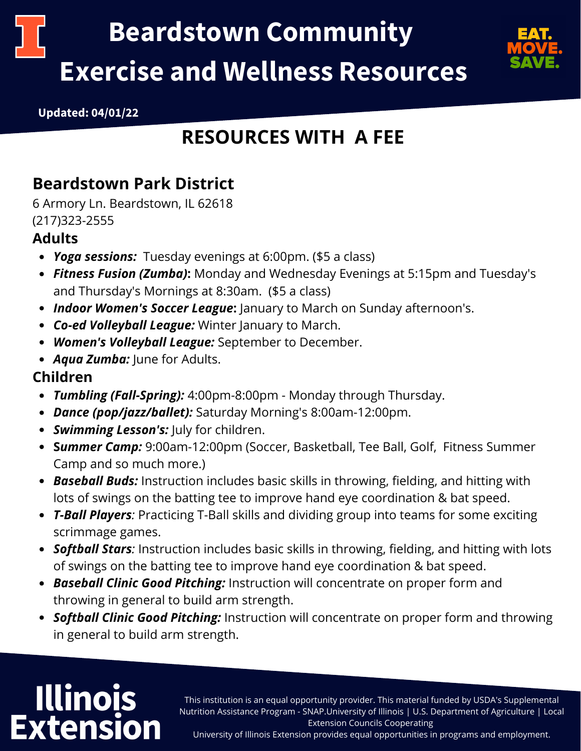# Beardstown Community Exercise and Wellness Resources

**Updated: 04/01/22**

## RESOURCES WITH A FEE

### Beardstown Park District

6 Armory Ln. Beardstown, IL 62618
(217)323-2555

### Adults

- ***Yoga sessions:*** Tuesday evenings at 6:00pm. ($5 a class)
- ***Fitness Fusion (Zumba)*:** Monday and Wednesday Evenings at 5:15pm and Tuesday's and Thursday's Mornings at 8:30am. ($5 a class)
- ***Indoor Women's Soccer League*:** January to March on Sunday afternoon's.
- ***Co-ed Volleyball League:*** Winter January to March.
- ***Women's Volleyball League:*** September to December.
- ***Aqua Zumba:*** June for Adults.

### Children

- ***Tumbling (Fall-Spring):*** 4:00pm-8:00pm - Monday through Thursday.
- ***Dance (pop/jazz/ballet):*** Saturday Morning's 8:00am-12:00pm.
- ***Swimming Lesson's:*** July for children.
- ***Summer Camp:*** 9:00am-12:00pm (Soccer, Basketball, Tee Ball, Golf, Fitness Summer Camp and so much more.)
- ***Baseball Buds:*** Instruction includes basic skills in throwing, fielding, and hitting with lots of swings on the batting tee to improve hand eye coordination & bat speed.
- ***T-Ball Players:*** Practicing T-Ball skills and dividing group into teams for some exciting scrimmage games.
- ***Softball Stars:*** Instruction includes basic skills in throwing, fielding, and hitting with lots of swings on the batting tee to improve hand eye coordination & bat speed.
- ***Baseball Clinic Good Pitching:*** Instruction will concentrate on proper form and throwing in general to build arm strength.
- ***Softball Clinic Good Pitching:*** Instruction will concentrate on proper form and throwing in general to build arm strength.

Illinois Extension

This institution is an equal opportunity provider. This material funded by USDA's Supplemental Nutrition Assistance Program - SNAP.University of Illinois | U.S. Department of Agriculture | Local Extension Councils Cooperating
University of Illinois Extension provides equal opportunities in programs and employment.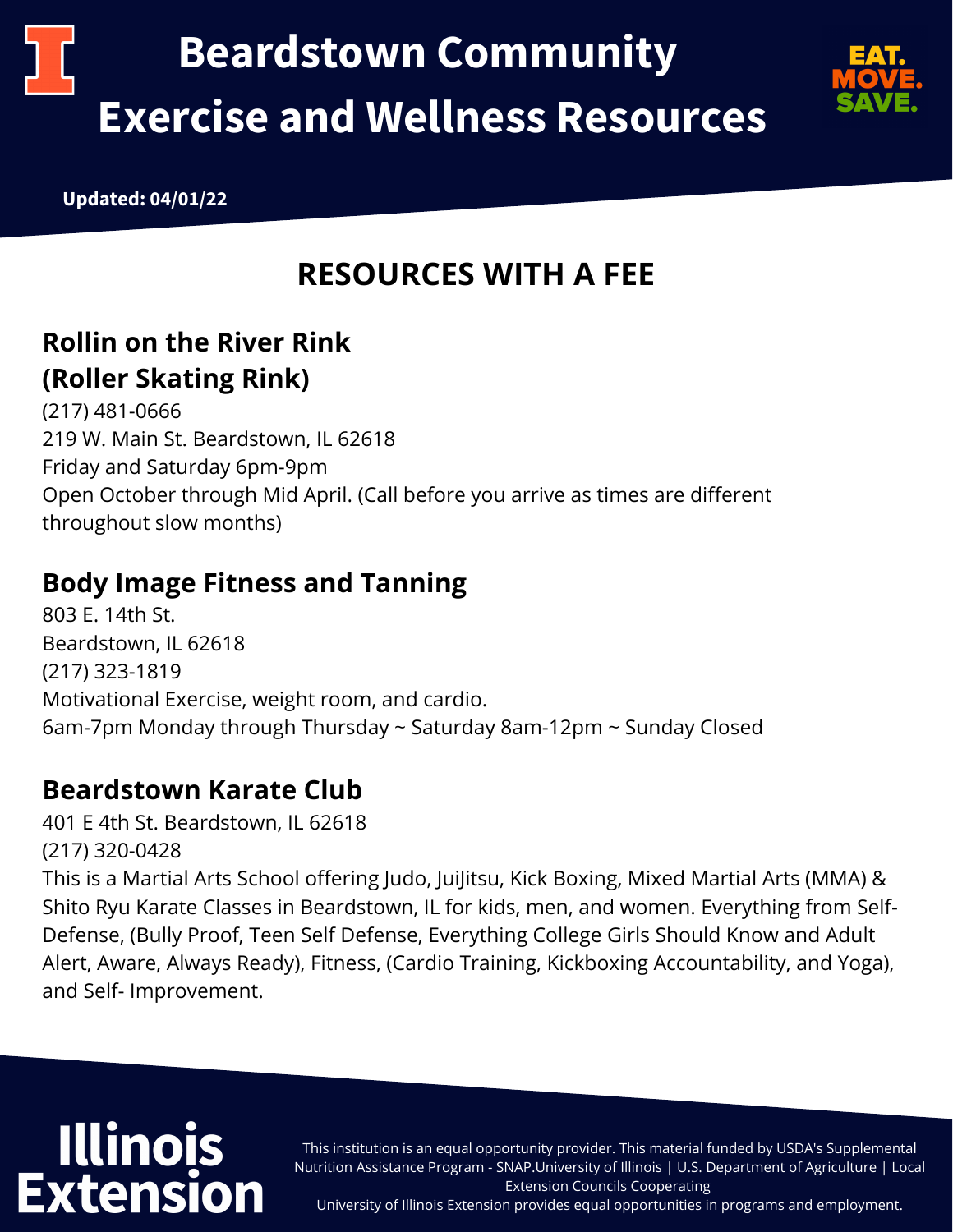# Beardstown Community Exercise and Wellness Resources

EAT. MOVE. SAVE.

**Updated: 04/01/22**

## RESOURCES WITH A FEE

### Rollin on the River Rink (Roller Skating Rink)

(217) 481-0666
219 W. Main St. Beardstown, IL 62618
Friday and Saturday 6pm-9pm
Open October through Mid April. (Call before you arrive as times are different throughout slow months)

### Body Image Fitness and Tanning

803 E. 14th St.
Beardstown, IL 62618
(217) 323-1819
Motivational Exercise, weight room, and cardio.
6am-7pm Monday through Thursday ~ Saturday 8am-12pm ~ Sunday Closed

### Beardstown Karate Club

401 E 4th St. Beardstown, IL 62618
(217) 320-0428
This is a Martial Arts School offering Judo, JuiJitsu, Kick Boxing, Mixed Martial Arts (MMA) & Shito Ryu Karate Classes in Beardstown, IL for kids, men, and women. Everything from Self-Defense, (Bully Proof, Teen Self Defense, Everything College Girls Should Know and Adult Alert, Aware, Always Ready), Fitness, (Cardio Training, Kickboxing Accountability, and Yoga), and Self- Improvement.

Illinois Extension

This institution is an equal opportunity provider. This material funded by USDA's Supplemental Nutrition Assistance Program - SNAP.University of Illinois | U.S. Department of Agriculture | Local Extension Councils Cooperating
University of Illinois Extension provides equal opportunities in programs and employment.